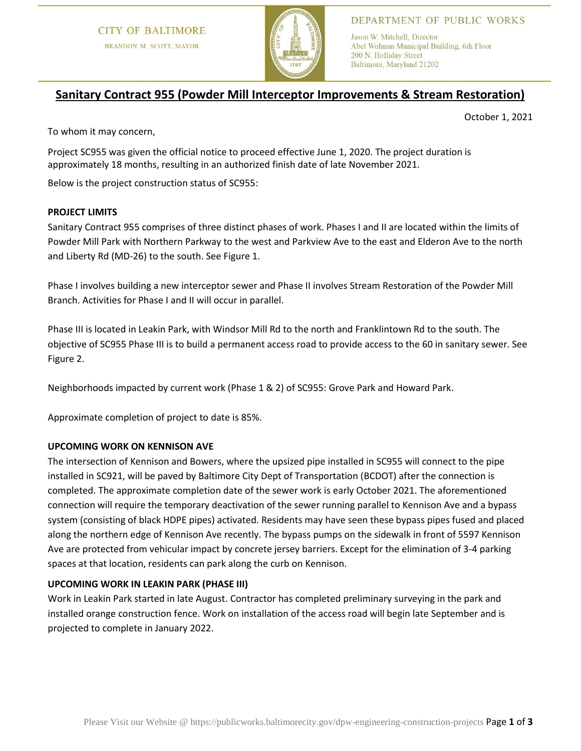CITY OF BALTIMORE

BRANDON M. SCOTT, MAYOR

DEPARTMENT OF PUBLIC WORKS

Jason W. Mitchell, Director
Abel Wolman Municipal Building, 6th Floor
200 N. Holliday Street
Baltimore, Maryland 21202

# Sanitary Contract 955 (Powder Mill Interceptor Improvements & Stream Restoration)

October 1, 2021

To whom it may concern,

Project SC955 was given the official notice to proceed effective June 1, 2020. The project duration is approximately 18 months, resulting in an authorized finish date of late November 2021.

Below is the project construction status of SC955:

**PROJECT LIMITS**

Sanitary Contract 955 comprises of three distinct phases of work. Phases I and II are located within the limits of Powder Mill Park with Northern Parkway to the west and Parkview Ave to the east and Elderon Ave to the north and Liberty Rd (MD-26) to the south. See Figure 1.

Phase I involves building a new interceptor sewer and Phase II involves Stream Restoration of the Powder Mill Branch. Activities for Phase I and II will occur in parallel.

Phase III is located in Leakin Park, with Windsor Mill Rd to the north and Franklintown Rd to the south. The objective of SC955 Phase III is to build a permanent access road to provide access to the 60 in sanitary sewer. See Figure 2.

Neighborhoods impacted by current work (Phase 1 & 2) of SC955: Grove Park and Howard Park.

Approximate completion of project to date is 85%.

**UPCOMING WORK ON KENNISON AVE**

The intersection of Kennison and Bowers, where the upsized pipe installed in SC955 will connect to the pipe installed in SC921, will be paved by Baltimore City Dept of Transportation (BCDOT) after the connection is completed. The approximate completion date of the sewer work is early October 2021. The aforementioned connection will require the temporary deactivation of the sewer running parallel to Kennison Ave and a bypass system (consisting of black HDPE pipes) activated. Residents may have seen these bypass pipes fused and placed along the northern edge of Kennison Ave recently. The bypass pumps on the sidewalk in front of 5597 Kennison Ave are protected from vehicular impact by concrete jersey barriers. Except for the elimination of 3-4 parking spaces at that location, residents can park along the curb on Kennison.

**UPCOMING WORK IN LEAKIN PARK (PHASE III)**

Work in Leakin Park started in late August. Contractor has completed preliminary surveying in the park and installed orange construction fence. Work on installation of the access road will begin late September and is projected to complete in January 2022.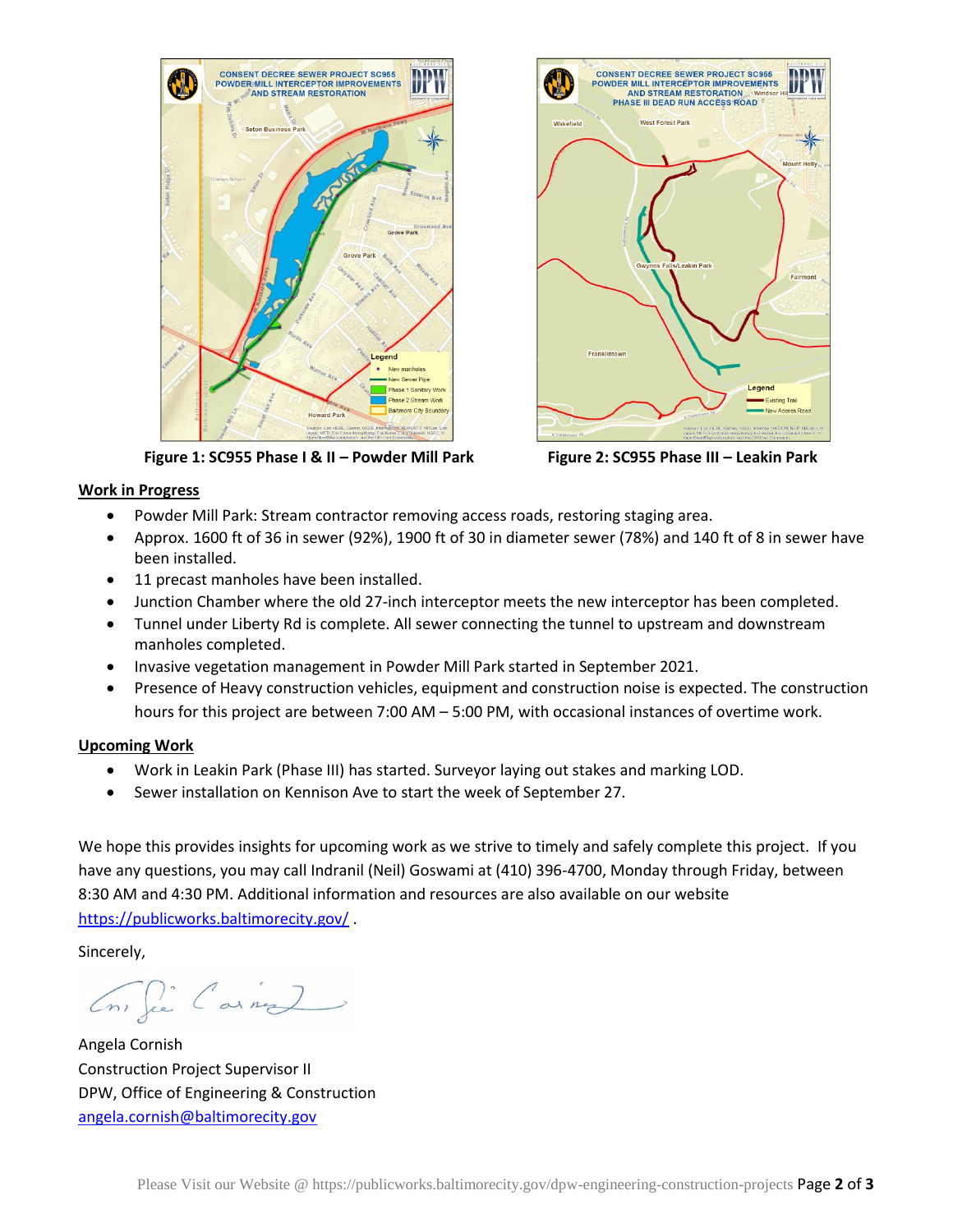Figure 1: SC955 Phase I & II – Powder Mill Park

Figure 2: SC955 Phase III – Leakin Park

**Work in Progress**

- Powder Mill Park: Stream contractor removing access roads, restoring staging area.
- Approx. 1600 ft of 36 in sewer (92%), 1900 ft of 30 in diameter sewer (78%) and 140 ft of 8 in sewer have been installed.
- 11 precast manholes have been installed.
- Junction Chamber where the old 27-inch interceptor meets the new interceptor has been completed.
- Tunnel under Liberty Rd is complete. All sewer connecting the tunnel to upstream and downstream manholes completed.
- Invasive vegetation management in Powder Mill Park started in September 2021.
- Presence of Heavy construction vehicles, equipment and construction noise is expected. The construction hours for this project are between 7:00 AM – 5:00 PM, with occasional instances of overtime work.

**Upcoming Work**

- Work in Leakin Park (Phase III) has started. Surveyor laying out stakes and marking LOD.
- Sewer installation on Kennison Ave to start the week of September 27.

We hope this provides insights for upcoming work as we strive to timely and safely complete this project. If you have any questions, you may call Indranil (Neil) Goswami at (410) 396-4700, Monday through Friday, between 8:30 AM and 4:30 PM. Additional information and resources are also available on our website https://publicworks.baltimorecity.gov/ .

Sincerely,

Angela Cornish
Construction Project Supervisor II
DPW, Office of Engineering & Construction
angela.cornish@baltimorecity.gov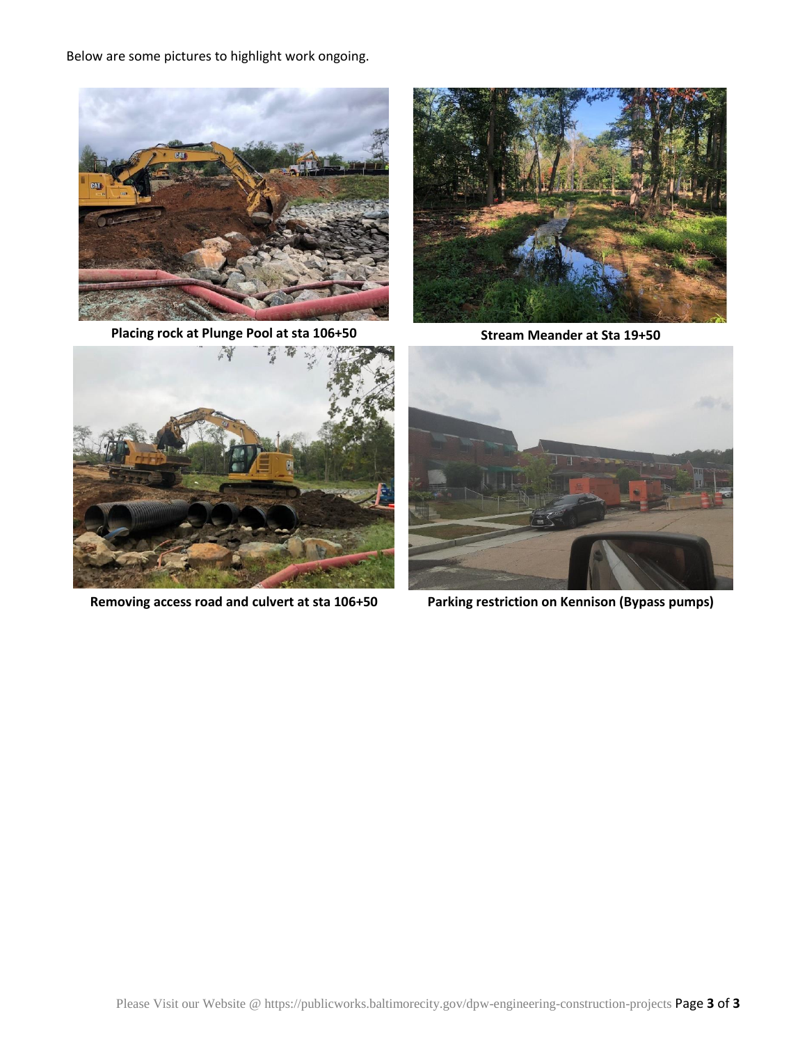Below are some pictures to highlight work ongoing.

**Placing rock at Plunge Pool at sta 106+50**

**Stream Meander at Sta 19+50**

**Removing access road and culvert at sta 106+50**

**Parking restriction on Kennison (Bypass pumps)**

Please Visit our Website @ https://publicworks.baltimorecity.gov/dpw-engineering-construction-projects